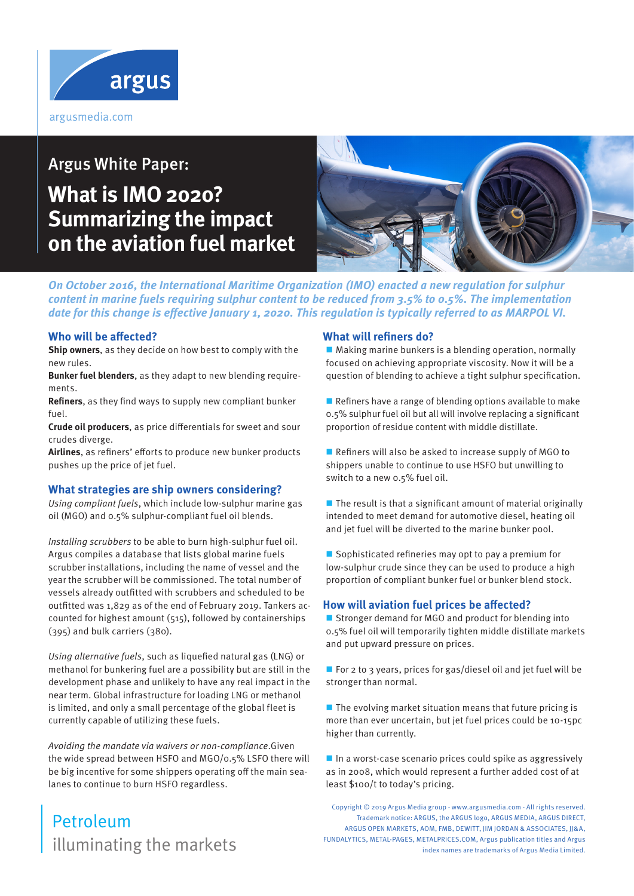argus

argusmedia.com

Argus White Paper:

# What is IMO 2020? Summarizing the impact on the aviation fuel market

*On October 2016, the International Maritime Organization (IMO) enacted a new regulation for sulphur content in marine fuels requiring sulphur content to be reduced from 3.5% to 0.5%. The implementation date for this change is effective January 1, 2020. This regulation is typically referred to as MARPOL VI.*

## Who will be affected?

**Ship owners**, as they decide on how best to comply with the new rules.

**Bunker fuel blenders**, as they adapt to new blending requirements.

**Refiners**, as they find ways to supply new compliant bunker fuel.

**Crude oil producers**, as price differentials for sweet and sour crudes diverge.

**Airlines**, as refiners' efforts to produce new bunker products pushes up the price of jet fuel.

## What strategies are ship owners considering?

*Using compliant fuels*, which include low-sulphur marine gas oil (MGO) and 0.5% sulphur-compliant fuel oil blends.

*Installing scrubbers* to be able to burn high-sulphur fuel oil. Argus compiles a database that lists global marine fuels scrubber installations, including the name of vessel and the year the scrubber will be commissioned. The total number of vessels already outfitted with scrubbers and scheduled to be outfitted was 1,829 as of the end of February 2019. Tankers accounted for highest amount (515), followed by containerships (395) and bulk carriers (380).

*Using alternative fuels*, such as liquefied natural gas (LNG) or methanol for bunkering fuel are a possibility but are still in the development phase and unlikely to have any real impact in the near term. Global infrastructure for loading LNG or methanol is limited, and only a small percentage of the global fleet is currently capable of utilizing these fuels.

*Avoiding the mandate via waivers or non-compliance*.Given the wide spread between HSFO and MGO/0.5% LSFO there will be big incentive for some shippers operating off the main sea-lanes to continue to burn HSFO regardless.

## What will refiners do?

- Making marine bunkers is a blending operation, normally focused on achieving appropriate viscosity. Now it will be a question of blending to achieve a tight sulphur specification.
- Refiners have a range of blending options available to make 0.5% sulphur fuel oil but all will involve replacing a significant proportion of residue content with middle distillate.
- Refiners will also be asked to increase supply of MGO to shippers unable to continue to use HSFO but unwilling to switch to a new 0.5% fuel oil.
- The result is that a significant amount of material originally intended to meet demand for automotive diesel, heating oil and jet fuel will be diverted to the marine bunker pool.
- Sophisticated refineries may opt to pay a premium for low-sulphur crude since they can be used to produce a high proportion of compliant bunker fuel or bunker blend stock.

## How will aviation fuel prices be affected?

- Stronger demand for MGO and product for blending into 0.5% fuel oil will temporarily tighten middle distillate markets and put upward pressure on prices.
- For 2 to 3 years, prices for gas/diesel oil and jet fuel will be stronger than normal.
- The evolving market situation means that future pricing is more than ever uncertain, but jet fuel prices could be 10-15pc higher than currently.
- In a worst-case scenario prices could spike as aggressively as in 2008, which would represent a further added cost of at least $100/t to today's pricing.

Petroleum
illuminating the markets

Copyright © 2019 Argus Media group - www.argusmedia.com - All rights reserved.
Trademark notice: ARGUS, the ARGUS logo, ARGUS MEDIA, ARGUS DIRECT, ARGUS OPEN MARKETS, AOM, FMB, DEWITT, JIM JORDAN & ASSOCIATES, JJ&A, FUNDALYTICS, METAL-PAGES, METALPRICES.COM, Argus publication titles and Argus index names are trademarks of Argus Media Limited.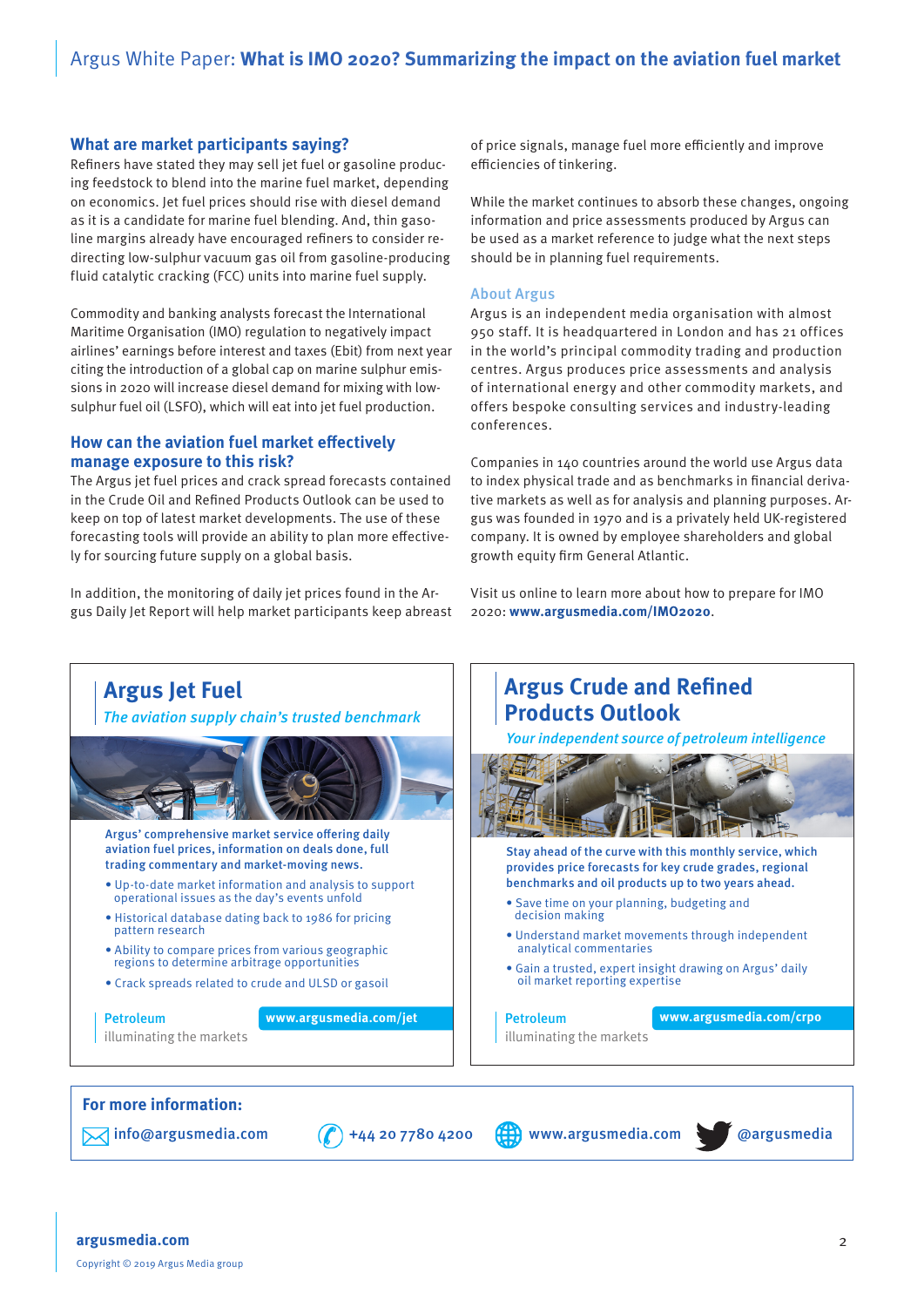## What are market participants saying?

Refiners have stated they may sell jet fuel or gasoline producing feedstock to blend into the marine fuel market, depending on economics. Jet fuel prices should rise with diesel demand as it is a candidate for marine fuel blending. And, thin gasoline margins already have encouraged refiners to consider redirecting low-sulphur vacuum gas oil from gasoline-producing fluid catalytic cracking (FCC) units into marine fuel supply.

Commodity and banking analysts forecast the International Maritime Organisation (IMO) regulation to negatively impact airlines' earnings before interest and taxes (Ebit) from next year citing the introduction of a global cap on marine sulphur emissions in 2020 will increase diesel demand for mixing with low-sulphur fuel oil (LSFO), which will eat into jet fuel production.

## How can the aviation fuel market effectively manage exposure to this risk?

The Argus jet fuel prices and crack spread forecasts contained in the Crude Oil and Refined Products Outlook can be used to keep on top of latest market developments. The use of these forecasting tools will provide an ability to plan more effectively for sourcing future supply on a global basis.

In addition, the monitoring of daily jet prices found in the Argus Daily Jet Report will help market participants keep abreast of price signals, manage fuel more efficiently and improve efficiencies of tinkering.

While the market continues to absorb these changes, ongoing information and price assessments produced by Argus can be used as a market reference to judge what the next steps should be in planning fuel requirements.

### About Argus

Argus is an independent media organisation with almost 950 staff. It is headquartered in London and has 21 offices in the world's principal commodity trading and production centres. Argus produces price assessments and analysis of international energy and other commodity markets, and offers bespoke consulting services and industry-leading conferences.

Companies in 140 countries around the world use Argus data to index physical trade and as benchmarks in financial derivative markets as well as for analysis and planning purposes. Argus was founded in 1970 and is a privately held UK-registered company. It is owned by employee shareholders and global growth equity firm General Atlantic.

Visit us online to learn more about how to prepare for IMO 2020: **www.argusmedia.com/IMO2020**.

## Argus Jet Fuel

*The aviation supply chain's trusted benchmark*

**Argus' comprehensive market service offering daily aviation fuel prices, information on deals done, full trading commentary and market-moving news.**

- Up-to-date market information and analysis to support operational issues as the day's events unfold
- Historical database dating back to 1986 for pricing pattern research
- Ability to compare prices from various geographic regions to determine arbitrage opportunities
- Crack spreads related to crude and ULSD or gasoil

Petroleum
illuminating the markets

**www.argusmedia.com/jet**

## Argus Crude and Refined Products Outlook

*Your independent source of petroleum intelligence*

**Stay ahead of the curve with this monthly service, which provides price forecasts for key crude grades, regional benchmarks and oil products up to two years ahead.**

- Save time on your planning, budgeting and decision making
- Understand market movements through independent analytical commentaries
- Gain a trusted, expert insight drawing on Argus' daily oil market reporting expertise

Petroleum
illuminating the markets

**www.argusmedia.com/crpo**

### For more information:

info@argusmedia.com | +44 20 7780 4200 | www.argusmedia.com | @argusmedia

**argusmedia.com**

Copyright © 2019 Argus Media group